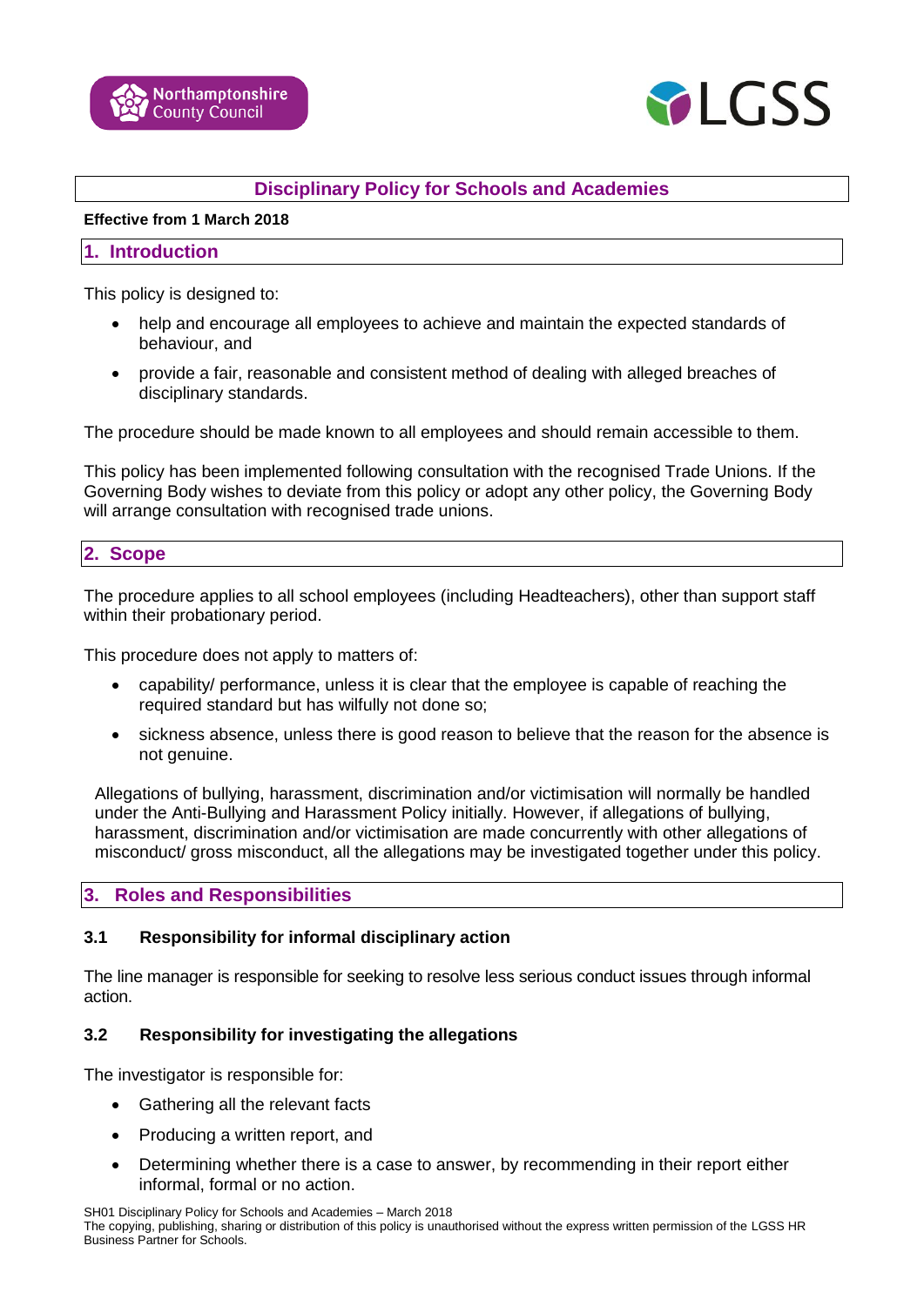# Disciplinary Policy for Schools and Academies

**Effective from 1 March 2018**

## 1. Introduction

This policy is designed to:

- help and encourage all employees to achieve and maintain the expected standards of behaviour, and
- provide a fair, reasonable and consistent method of dealing with alleged breaches of disciplinary standards.

The procedure should be made known to all employees and should remain accessible to them.

This policy has been implemented following consultation with the recognised Trade Unions. If the Governing Body wishes to deviate from this policy or adopt any other policy, the Governing Body will arrange consultation with recognised trade unions.

## 2. Scope

The procedure applies to all school employees (including Headteachers), other than support staff within their probationary period.

This procedure does not apply to matters of:

- capability/ performance, unless it is clear that the employee is capable of reaching the required standard but has wilfully not done so;
- sickness absence, unless there is good reason to believe that the reason for the absence is not genuine.

Allegations of bullying, harassment, discrimination and/or victimisation will normally be handled under the Anti-Bullying and Harassment Policy initially. However, if allegations of bullying, harassment, discrimination and/or victimisation are made concurrently with other allegations of misconduct/ gross misconduct, all the allegations may be investigated together under this policy.

## 3. Roles and Responsibilities

### 3.1 Responsibility for informal disciplinary action

The line manager is responsible for seeking to resolve less serious conduct issues through informal action.

### 3.2 Responsibility for investigating the allegations

The investigator is responsible for:

- Gathering all the relevant facts
- Producing a written report, and
- Determining whether there is a case to answer, by recommending in their report either informal, formal or no action.

SH01 Disciplinary Policy for Schools and Academies – March 2018
The copying, publishing, sharing or distribution of this policy is unauthorised without the express written permission of the LGSS HR Business Partner for Schools.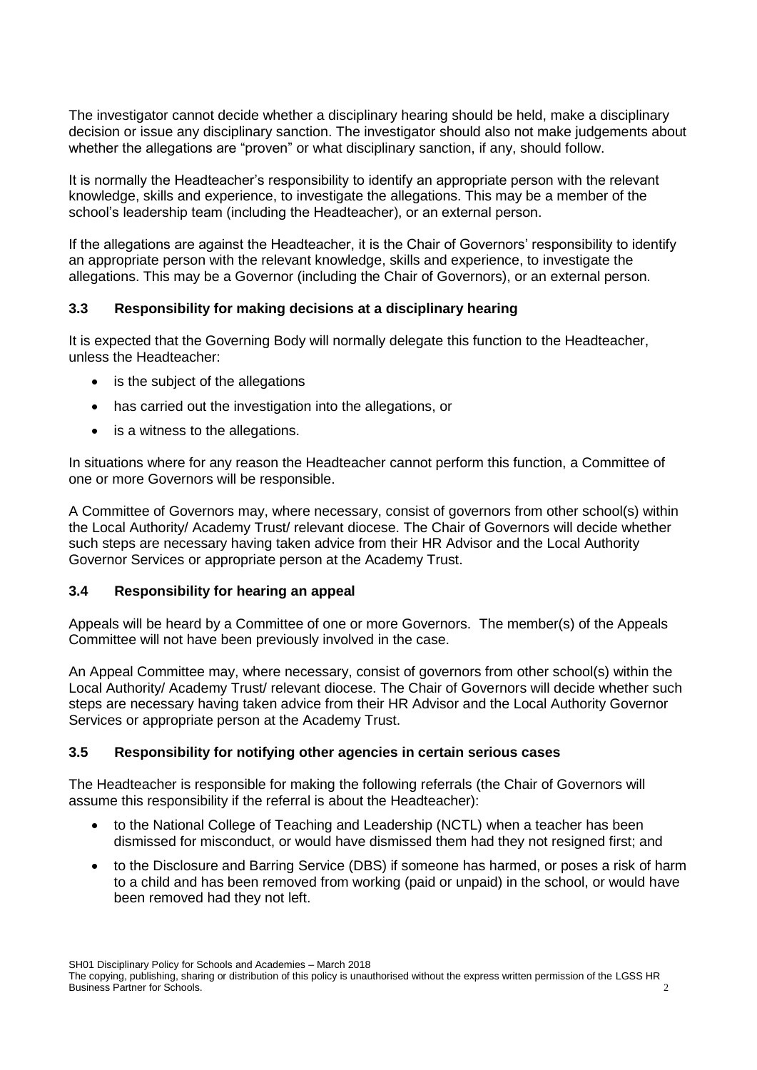The investigator cannot decide whether a disciplinary hearing should be held, make a disciplinary decision or issue any disciplinary sanction. The investigator should also not make judgements about whether the allegations are "proven" or what disciplinary sanction, if any, should follow.

It is normally the Headteacher's responsibility to identify an appropriate person with the relevant knowledge, skills and experience, to investigate the allegations. This may be a member of the school's leadership team (including the Headteacher), or an external person.

If the allegations are against the Headteacher, it is the Chair of Governors' responsibility to identify an appropriate person with the relevant knowledge, skills and experience, to investigate the allegations. This may be a Governor (including the Chair of Governors), or an external person.

### 3.3 Responsibility for making decisions at a disciplinary hearing

It is expected that the Governing Body will normally delegate this function to the Headteacher, unless the Headteacher:

- is the subject of the allegations
- has carried out the investigation into the allegations, or
- is a witness to the allegations.

In situations where for any reason the Headteacher cannot perform this function, a Committee of one or more Governors will be responsible.

A Committee of Governors may, where necessary, consist of governors from other school(s) within the Local Authority/ Academy Trust/ relevant diocese. The Chair of Governors will decide whether such steps are necessary having taken advice from their HR Advisor and the Local Authority Governor Services or appropriate person at the Academy Trust.

### 3.4 Responsibility for hearing an appeal

Appeals will be heard by a Committee of one or more Governors. The member(s) of the Appeals Committee will not have been previously involved in the case.

An Appeal Committee may, where necessary, consist of governors from other school(s) within the Local Authority/ Academy Trust/ relevant diocese. The Chair of Governors will decide whether such steps are necessary having taken advice from their HR Advisor and the Local Authority Governor Services or appropriate person at the Academy Trust.

### 3.5 Responsibility for notifying other agencies in certain serious cases

The Headteacher is responsible for making the following referrals (the Chair of Governors will assume this responsibility if the referral is about the Headteacher):

- to the National College of Teaching and Leadership (NCTL) when a teacher has been dismissed for misconduct, or would have dismissed them had they not resigned first; and
- to the Disclosure and Barring Service (DBS) if someone has harmed, or poses a risk of harm to a child and has been removed from working (paid or unpaid) in the school, or would have been removed had they not left.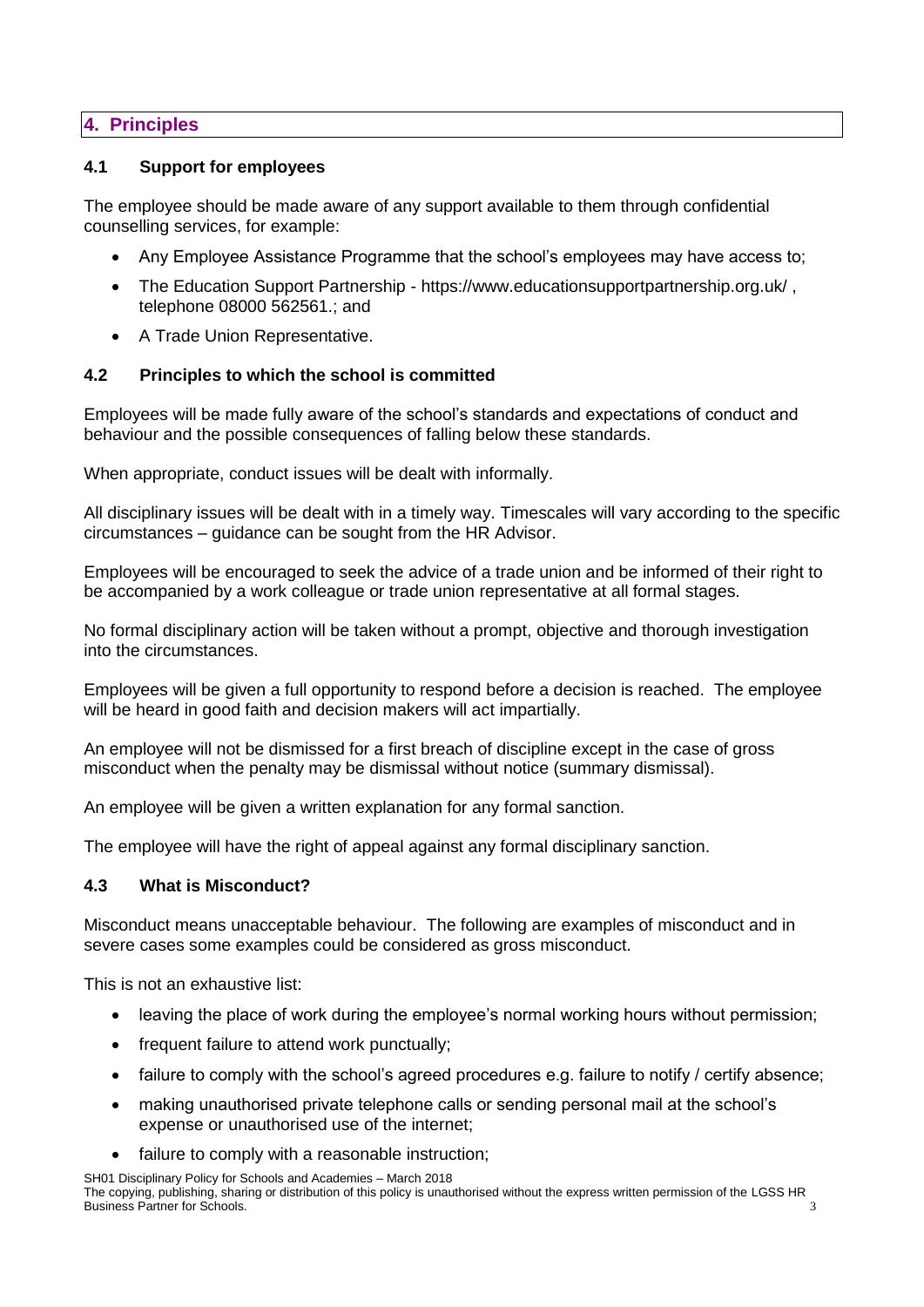## 4. Principles

### 4.1 Support for employees

The employee should be made aware of any support available to them through confidential counselling services, for example:

- Any Employee Assistance Programme that the school's employees may have access to;
- The Education Support Partnership - https://www.educationsupportpartnership.org.uk/ , telephone 08000 562561.; and
- A Trade Union Representative.

### 4.2 Principles to which the school is committed

Employees will be made fully aware of the school's standards and expectations of conduct and behaviour and the possible consequences of falling below these standards.

When appropriate, conduct issues will be dealt with informally.

All disciplinary issues will be dealt with in a timely way. Timescales will vary according to the specific circumstances – guidance can be sought from the HR Advisor.

Employees will be encouraged to seek the advice of a trade union and be informed of their right to be accompanied by a work colleague or trade union representative at all formal stages.

No formal disciplinary action will be taken without a prompt, objective and thorough investigation into the circumstances.

Employees will be given a full opportunity to respond before a decision is reached. The employee will be heard in good faith and decision makers will act impartially.

An employee will not be dismissed for a first breach of discipline except in the case of gross misconduct when the penalty may be dismissal without notice (summary dismissal).

An employee will be given a written explanation for any formal sanction.

The employee will have the right of appeal against any formal disciplinary sanction.

### 4.3 What is Misconduct?

Misconduct means unacceptable behaviour. The following are examples of misconduct and in severe cases some examples could be considered as gross misconduct.

This is not an exhaustive list:

- leaving the place of work during the employee's normal working hours without permission;
- frequent failure to attend work punctually;
- failure to comply with the school's agreed procedures e.g. failure to notify / certify absence;
- making unauthorised private telephone calls or sending personal mail at the school's expense or unauthorised use of the internet;
- failure to comply with a reasonable instruction;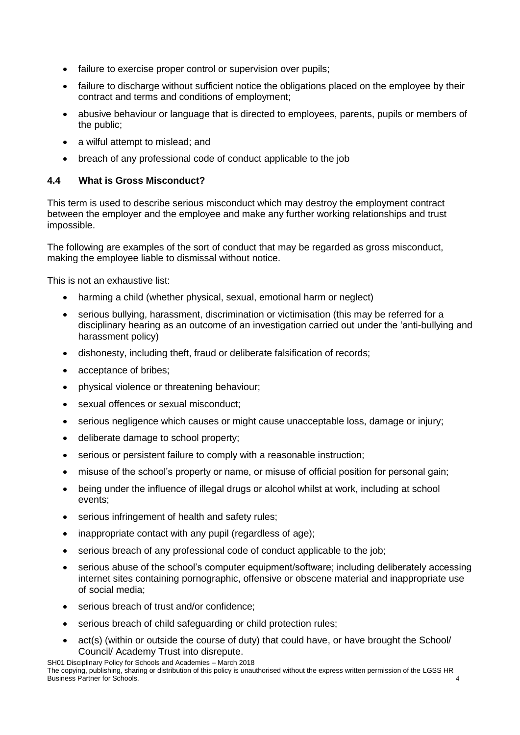- failure to exercise proper control or supervision over pupils;
- failure to discharge without sufficient notice the obligations placed on the employee by their contract and terms and conditions of employment;
- abusive behaviour or language that is directed to employees, parents, pupils or members of the public;
- a wilful attempt to mislead; and
- breach of any professional code of conduct applicable to the job

### 4.4 What is Gross Misconduct?

This term is used to describe serious misconduct which may destroy the employment contract between the employer and the employee and make any further working relationships and trust impossible.

The following are examples of the sort of conduct that may be regarded as gross misconduct, making the employee liable to dismissal without notice.

This is not an exhaustive list:

- harming a child (whether physical, sexual, emotional harm or neglect)
- serious bullying, harassment, discrimination or victimisation (this may be referred for a disciplinary hearing as an outcome of an investigation carried out under the 'anti-bullying and harassment policy)
- dishonesty, including theft, fraud or deliberate falsification of records;
- acceptance of bribes;
- physical violence or threatening behaviour;
- sexual offences or sexual misconduct;
- serious negligence which causes or might cause unacceptable loss, damage or injury;
- deliberate damage to school property;
- serious or persistent failure to comply with a reasonable instruction;
- misuse of the school's property or name, or misuse of official position for personal gain;
- being under the influence of illegal drugs or alcohol whilst at work, including at school events;
- serious infringement of health and safety rules;
- inappropriate contact with any pupil (regardless of age);
- serious breach of any professional code of conduct applicable to the job;
- serious abuse of the school's computer equipment/software; including deliberately accessing internet sites containing pornographic, offensive or obscene material and inappropriate use of social media;
- serious breach of trust and/or confidence;
- serious breach of child safeguarding or child protection rules;
- act(s) (within or outside the course of duty) that could have, or have brought the School/ Council/ Academy Trust into disrepute.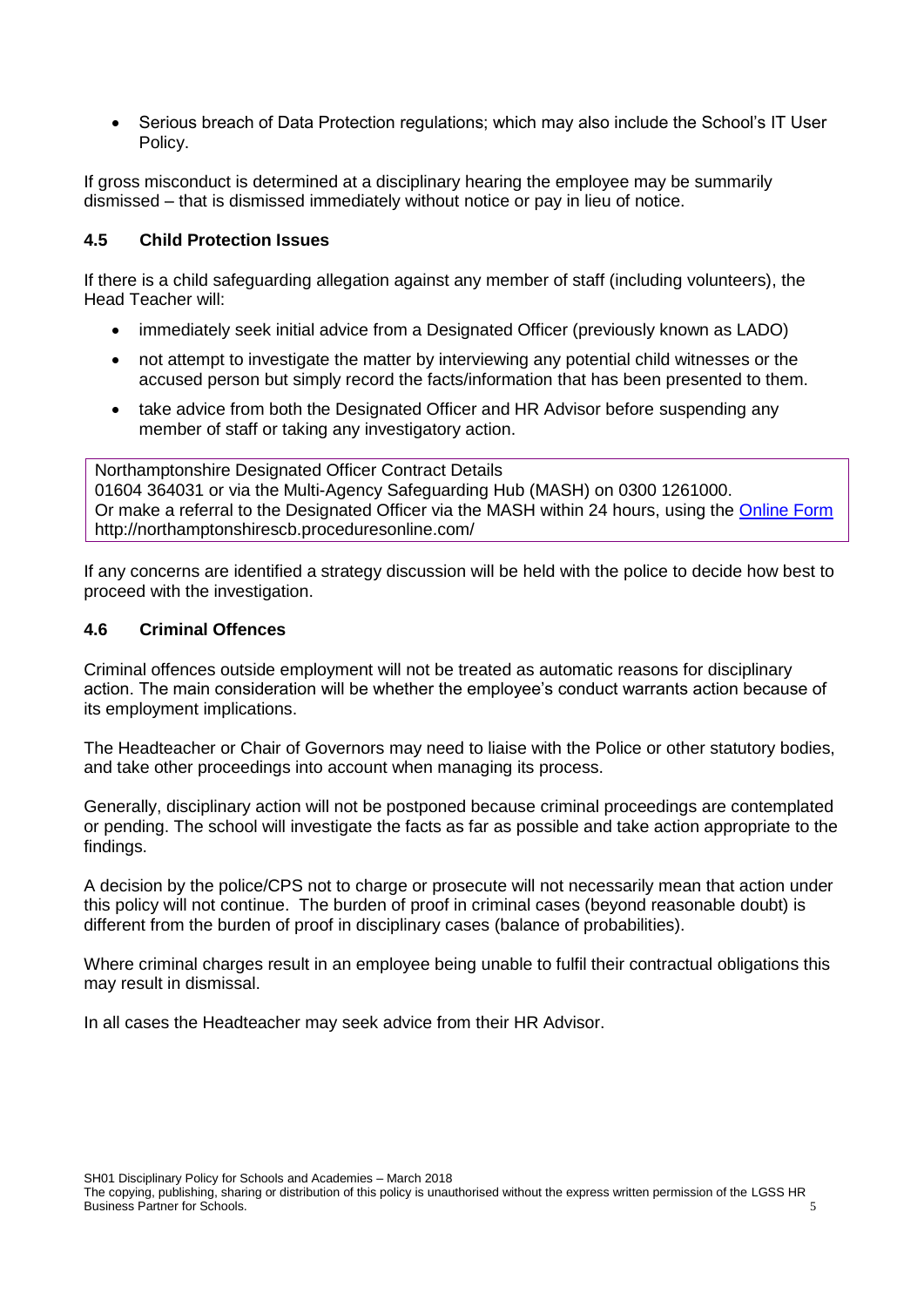- Serious breach of Data Protection regulations; which may also include the School's IT User Policy.

If gross misconduct is determined at a disciplinary hearing the employee may be summarily dismissed – that is dismissed immediately without notice or pay in lieu of notice.

### 4.5 Child Protection Issues

If there is a child safeguarding allegation against any member of staff (including volunteers), the Head Teacher will:

- immediately seek initial advice from a Designated Officer (previously known as LADO)
- not attempt to investigate the matter by interviewing any potential child witnesses or the accused person but simply record the facts/information that has been presented to them.
- take advice from both the Designated Officer and HR Advisor before suspending any member of staff or taking any investigatory action.

> Northamptonshire Designated Officer Contract Details
> 01604 364031 or via the Multi-Agency Safeguarding Hub (MASH) on 0300 1261000.
> Or make a referral to the Designated Officer via the MASH within 24 hours, using the Online Form
> http://northamptonshirescb.proceduresonline.com/

If any concerns are identified a strategy discussion will be held with the police to decide how best to proceed with the investigation.

### 4.6 Criminal Offences

Criminal offences outside employment will not be treated as automatic reasons for disciplinary action. The main consideration will be whether the employee's conduct warrants action because of its employment implications.

The Headteacher or Chair of Governors may need to liaise with the Police or other statutory bodies, and take other proceedings into account when managing its process.

Generally, disciplinary action will not be postponed because criminal proceedings are contemplated or pending. The school will investigate the facts as far as possible and take action appropriate to the findings.

A decision by the police/CPS not to charge or prosecute will not necessarily mean that action under this policy will not continue. The burden of proof in criminal cases (beyond reasonable doubt) is different from the burden of proof in disciplinary cases (balance of probabilities).

Where criminal charges result in an employee being unable to fulfil their contractual obligations this may result in dismissal.

In all cases the Headteacher may seek advice from their HR Advisor.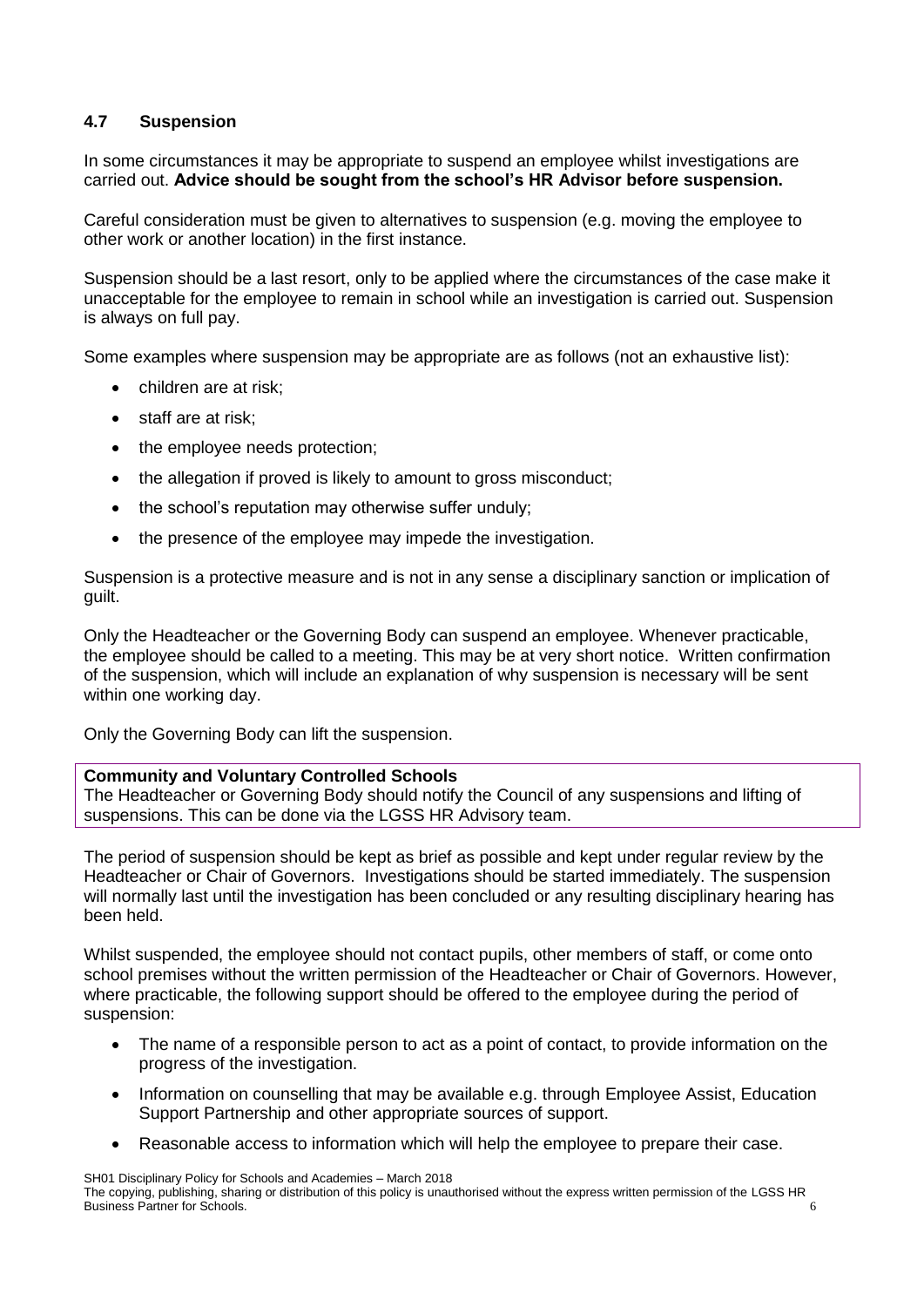### 4.7 Suspension

In some circumstances it may be appropriate to suspend an employee whilst investigations are carried out. **Advice should be sought from the school's HR Advisor before suspension.**

Careful consideration must be given to alternatives to suspension (e.g. moving the employee to other work or another location) in the first instance.

Suspension should be a last resort, only to be applied where the circumstances of the case make it unacceptable for the employee to remain in school while an investigation is carried out. Suspension is always on full pay.

Some examples where suspension may be appropriate are as follows (not an exhaustive list):

- children are at risk;
- staff are at risk;
- the employee needs protection;
- the allegation if proved is likely to amount to gross misconduct;
- the school's reputation may otherwise suffer unduly;
- the presence of the employee may impede the investigation.

Suspension is a protective measure and is not in any sense a disciplinary sanction or implication of guilt.

Only the Headteacher or the Governing Body can suspend an employee. Whenever practicable, the employee should be called to a meeting. This may be at very short notice. Written confirmation of the suspension, which will include an explanation of why suspension is necessary will be sent within one working day.

Only the Governing Body can lift the suspension.

**Community and Voluntary Controlled Schools**
The Headteacher or Governing Body should notify the Council of any suspensions and lifting of suspensions. This can be done via the LGSS HR Advisory team.

The period of suspension should be kept as brief as possible and kept under regular review by the Headteacher or Chair of Governors. Investigations should be started immediately. The suspension will normally last until the investigation has been concluded or any resulting disciplinary hearing has been held.

Whilst suspended, the employee should not contact pupils, other members of staff, or come onto school premises without the written permission of the Headteacher or Chair of Governors. However, where practicable, the following support should be offered to the employee during the period of suspension:

- The name of a responsible person to act as a point of contact, to provide information on the progress of the investigation.
- Information on counselling that may be available e.g. through Employee Assist, Education Support Partnership and other appropriate sources of support.
- Reasonable access to information which will help the employee to prepare their case.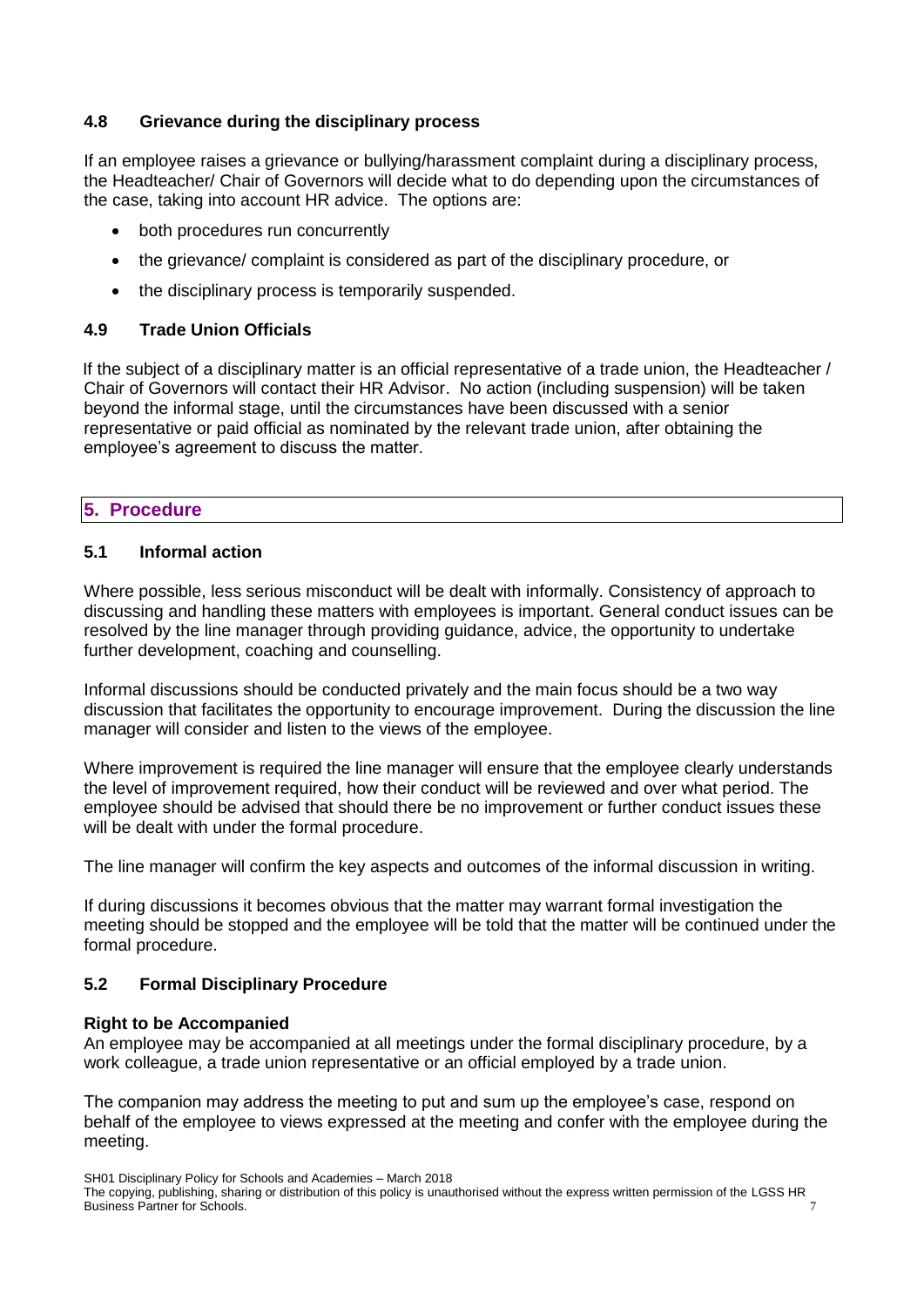### 4.8 Grievance during the disciplinary process

If an employee raises a grievance or bullying/harassment complaint during a disciplinary process, the Headteacher/ Chair of Governors will decide what to do depending upon the circumstances of the case, taking into account HR advice. The options are:

- both procedures run concurrently
- the grievance/ complaint is considered as part of the disciplinary procedure, or
- the disciplinary process is temporarily suspended.

### 4.9 Trade Union Officials

If the subject of a disciplinary matter is an official representative of a trade union, the Headteacher / Chair of Governors will contact their HR Advisor. No action (including suspension) will be taken beyond the informal stage, until the circumstances have been discussed with a senior representative or paid official as nominated by the relevant trade union, after obtaining the employee's agreement to discuss the matter.

## 5. Procedure

### 5.1 Informal action

Where possible, less serious misconduct will be dealt with informally. Consistency of approach to discussing and handling these matters with employees is important. General conduct issues can be resolved by the line manager through providing guidance, advice, the opportunity to undertake further development, coaching and counselling.

Informal discussions should be conducted privately and the main focus should be a two way discussion that facilitates the opportunity to encourage improvement. During the discussion the line manager will consider and listen to the views of the employee.

Where improvement is required the line manager will ensure that the employee clearly understands the level of improvement required, how their conduct will be reviewed and over what period. The employee should be advised that should there be no improvement or further conduct issues these will be dealt with under the formal procedure.

The line manager will confirm the key aspects and outcomes of the informal discussion in writing.

If during discussions it becomes obvious that the matter may warrant formal investigation the meeting should be stopped and the employee will be told that the matter will be continued under the formal procedure.

### 5.2 Formal Disciplinary Procedure

**Right to be Accompanied**

An employee may be accompanied at all meetings under the formal disciplinary procedure, by a work colleague, a trade union representative or an official employed by a trade union.

The companion may address the meeting to put and sum up the employee's case, respond on behalf of the employee to views expressed at the meeting and confer with the employee during the meeting.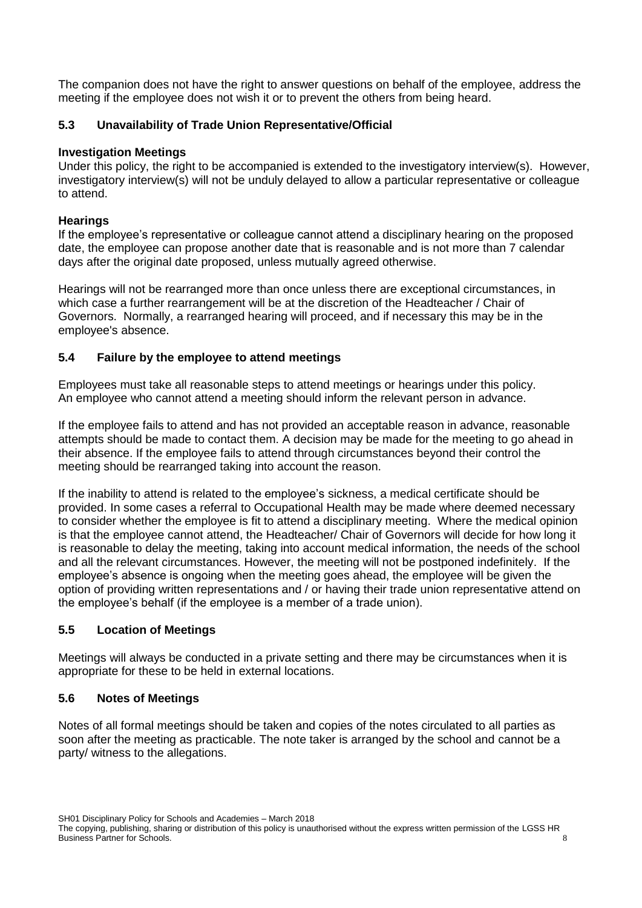The companion does not have the right to answer questions on behalf of the employee, address the meeting if the employee does not wish it or to prevent the others from being heard.

### 5.3 Unavailability of Trade Union Representative/Official

**Investigation Meetings**

Under this policy, the right to be accompanied is extended to the investigatory interview(s). However, investigatory interview(s) will not be unduly delayed to allow a particular representative or colleague to attend.

**Hearings**

If the employee's representative or colleague cannot attend a disciplinary hearing on the proposed date, the employee can propose another date that is reasonable and is not more than 7 calendar days after the original date proposed, unless mutually agreed otherwise.

Hearings will not be rearranged more than once unless there are exceptional circumstances, in which case a further rearrangement will be at the discretion of the Headteacher / Chair of Governors. Normally, a rearranged hearing will proceed, and if necessary this may be in the employee's absence.

### 5.4 Failure by the employee to attend meetings

Employees must take all reasonable steps to attend meetings or hearings under this policy. An employee who cannot attend a meeting should inform the relevant person in advance.

If the employee fails to attend and has not provided an acceptable reason in advance, reasonable attempts should be made to contact them. A decision may be made for the meeting to go ahead in their absence. If the employee fails to attend through circumstances beyond their control the meeting should be rearranged taking into account the reason.

If the inability to attend is related to the employee's sickness, a medical certificate should be provided. In some cases a referral to Occupational Health may be made where deemed necessary to consider whether the employee is fit to attend a disciplinary meeting. Where the medical opinion is that the employee cannot attend, the Headteacher/ Chair of Governors will decide for how long it is reasonable to delay the meeting, taking into account medical information, the needs of the school and all the relevant circumstances. However, the meeting will not be postponed indefinitely. If the employee's absence is ongoing when the meeting goes ahead, the employee will be given the option of providing written representations and / or having their trade union representative attend on the employee's behalf (if the employee is a member of a trade union).

### 5.5 Location of Meetings

Meetings will always be conducted in a private setting and there may be circumstances when it is appropriate for these to be held in external locations.

### 5.6 Notes of Meetings

Notes of all formal meetings should be taken and copies of the notes circulated to all parties as soon after the meeting as practicable. The note taker is arranged by the school and cannot be a party/ witness to the allegations.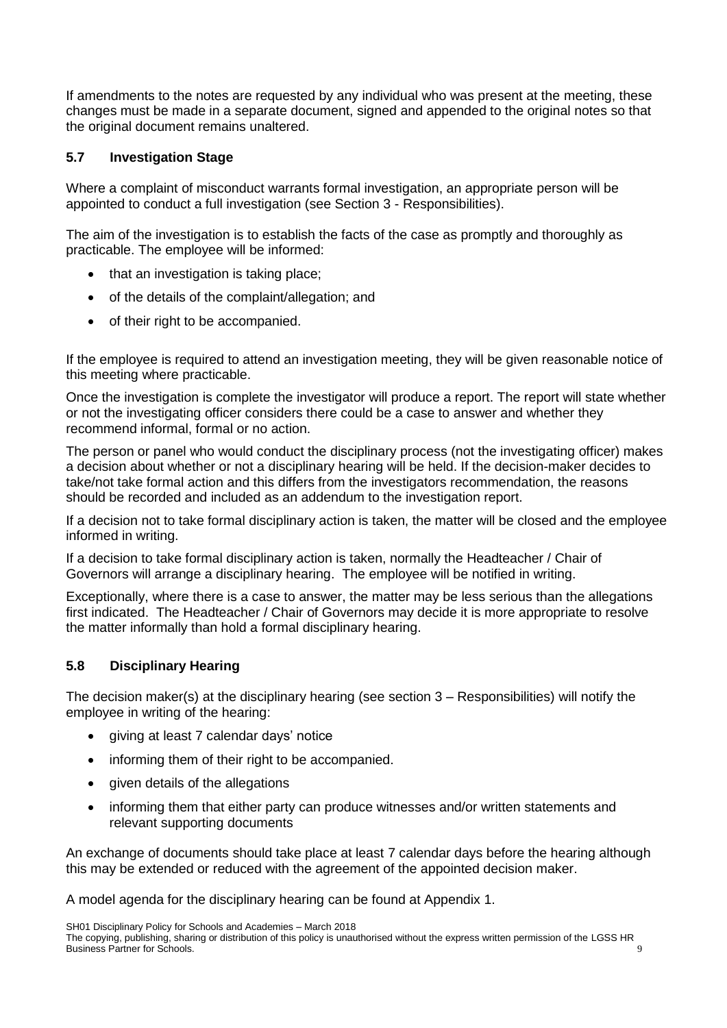If amendments to the notes are requested by any individual who was present at the meeting, these changes must be made in a separate document, signed and appended to the original notes so that the original document remains unaltered.

### 5.7 Investigation Stage

Where a complaint of misconduct warrants formal investigation, an appropriate person will be appointed to conduct a full investigation (see Section 3 - Responsibilities).

The aim of the investigation is to establish the facts of the case as promptly and thoroughly as practicable. The employee will be informed:

- that an investigation is taking place;
- of the details of the complaint/allegation; and
- of their right to be accompanied.

If the employee is required to attend an investigation meeting, they will be given reasonable notice of this meeting where practicable.

Once the investigation is complete the investigator will produce a report. The report will state whether or not the investigating officer considers there could be a case to answer and whether they recommend informal, formal or no action.

The person or panel who would conduct the disciplinary process (not the investigating officer) makes a decision about whether or not a disciplinary hearing will be held. If the decision-maker decides to take/not take formal action and this differs from the investigators recommendation, the reasons should be recorded and included as an addendum to the investigation report.

If a decision not to take formal disciplinary action is taken, the matter will be closed and the employee informed in writing.

If a decision to take formal disciplinary action is taken, normally the Headteacher / Chair of Governors will arrange a disciplinary hearing. The employee will be notified in writing.

Exceptionally, where there is a case to answer, the matter may be less serious than the allegations first indicated. The Headteacher / Chair of Governors may decide it is more appropriate to resolve the matter informally than hold a formal disciplinary hearing.

### 5.8 Disciplinary Hearing

The decision maker(s) at the disciplinary hearing (see section 3 – Responsibilities) will notify the employee in writing of the hearing:

- giving at least 7 calendar days' notice
- informing them of their right to be accompanied.
- given details of the allegations
- informing them that either party can produce witnesses and/or written statements and relevant supporting documents

An exchange of documents should take place at least 7 calendar days before the hearing although this may be extended or reduced with the agreement of the appointed decision maker.

A model agenda for the disciplinary hearing can be found at Appendix 1.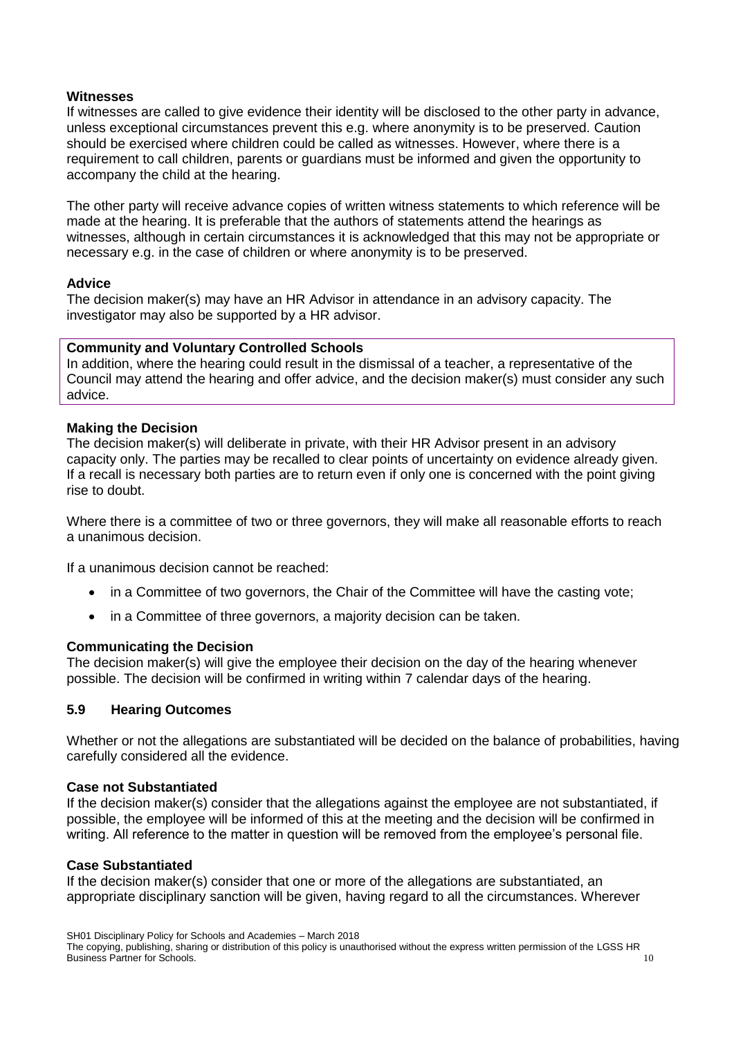**Witnesses**

If witnesses are called to give evidence their identity will be disclosed to the other party in advance, unless exceptional circumstances prevent this e.g. where anonymity is to be preserved. Caution should be exercised where children could be called as witnesses. However, where there is a requirement to call children, parents or guardians must be informed and given the opportunity to accompany the child at the hearing.

The other party will receive advance copies of written witness statements to which reference will be made at the hearing. It is preferable that the authors of statements attend the hearings as witnesses, although in certain circumstances it is acknowledged that this may not be appropriate or necessary e.g. in the case of children or where anonymity is to be preserved.

**Advice**

The decision maker(s) may have an HR Advisor in attendance in an advisory capacity. The investigator may also be supported by a HR advisor.

**Community and Voluntary Controlled Schools**

In addition, where the hearing could result in the dismissal of a teacher, a representative of the Council may attend the hearing and offer advice, and the decision maker(s) must consider any such advice.

**Making the Decision**

The decision maker(s) will deliberate in private, with their HR Advisor present in an advisory capacity only. The parties may be recalled to clear points of uncertainty on evidence already given. If a recall is necessary both parties are to return even if only one is concerned with the point giving rise to doubt.

Where there is a committee of two or three governors, they will make all reasonable efforts to reach a unanimous decision.

If a unanimous decision cannot be reached:

- in a Committee of two governors, the Chair of the Committee will have the casting vote;
- in a Committee of three governors, a majority decision can be taken.

**Communicating the Decision**

The decision maker(s) will give the employee their decision on the day of the hearing whenever possible. The decision will be confirmed in writing within 7 calendar days of the hearing.

### 5.9 Hearing Outcomes

Whether or not the allegations are substantiated will be decided on the balance of probabilities, having carefully considered all the evidence.

**Case not Substantiated**

If the decision maker(s) consider that the allegations against the employee are not substantiated, if possible, the employee will be informed of this at the meeting and the decision will be confirmed in writing. All reference to the matter in question will be removed from the employee's personal file.

**Case Substantiated**

If the decision maker(s) consider that one or more of the allegations are substantiated, an appropriate disciplinary sanction will be given, having regard to all the circumstances. Wherever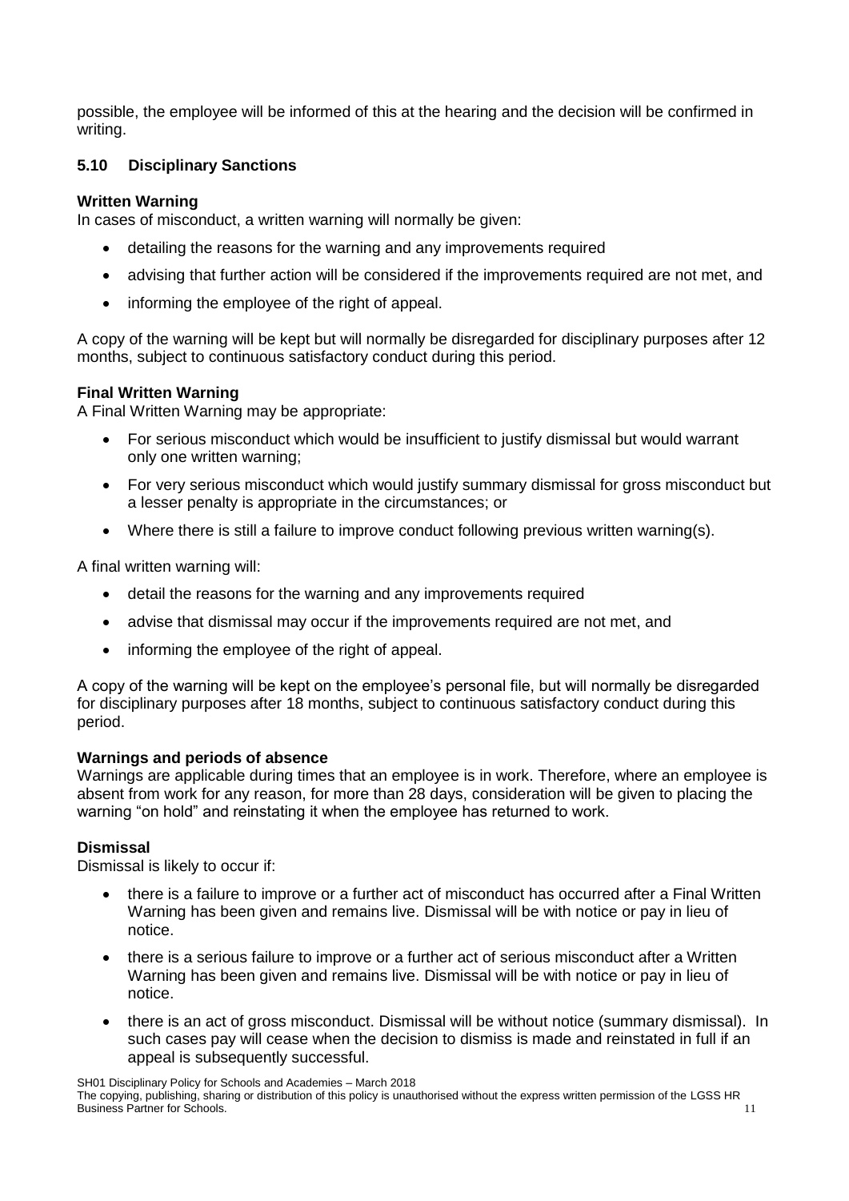possible, the employee will be informed of this at the hearing and the decision will be confirmed in writing.

### 5.10 Disciplinary Sanctions

**Written Warning**

In cases of misconduct, a written warning will normally be given:

- detailing the reasons for the warning and any improvements required
- advising that further action will be considered if the improvements required are not met, and
- informing the employee of the right of appeal.

A copy of the warning will be kept but will normally be disregarded for disciplinary purposes after 12 months, subject to continuous satisfactory conduct during this period.

**Final Written Warning**

A Final Written Warning may be appropriate:

- For serious misconduct which would be insufficient to justify dismissal but would warrant only one written warning;
- For very serious misconduct which would justify summary dismissal for gross misconduct but a lesser penalty is appropriate in the circumstances; or
- Where there is still a failure to improve conduct following previous written warning(s).

A final written warning will:

- detail the reasons for the warning and any improvements required
- advise that dismissal may occur if the improvements required are not met, and
- informing the employee of the right of appeal.

A copy of the warning will be kept on the employee's personal file, but will normally be disregarded for disciplinary purposes after 18 months, subject to continuous satisfactory conduct during this period.

**Warnings and periods of absence**

Warnings are applicable during times that an employee is in work. Therefore, where an employee is absent from work for any reason, for more than 28 days, consideration will be given to placing the warning "on hold" and reinstating it when the employee has returned to work.

**Dismissal**

Dismissal is likely to occur if:

- there is a failure to improve or a further act of misconduct has occurred after a Final Written Warning has been given and remains live. Dismissal will be with notice or pay in lieu of notice.
- there is a serious failure to improve or a further act of serious misconduct after a Written Warning has been given and remains live. Dismissal will be with notice or pay in lieu of notice.
- there is an act of gross misconduct. Dismissal will be without notice (summary dismissal). In such cases pay will cease when the decision to dismiss is made and reinstated in full if an appeal is subsequently successful.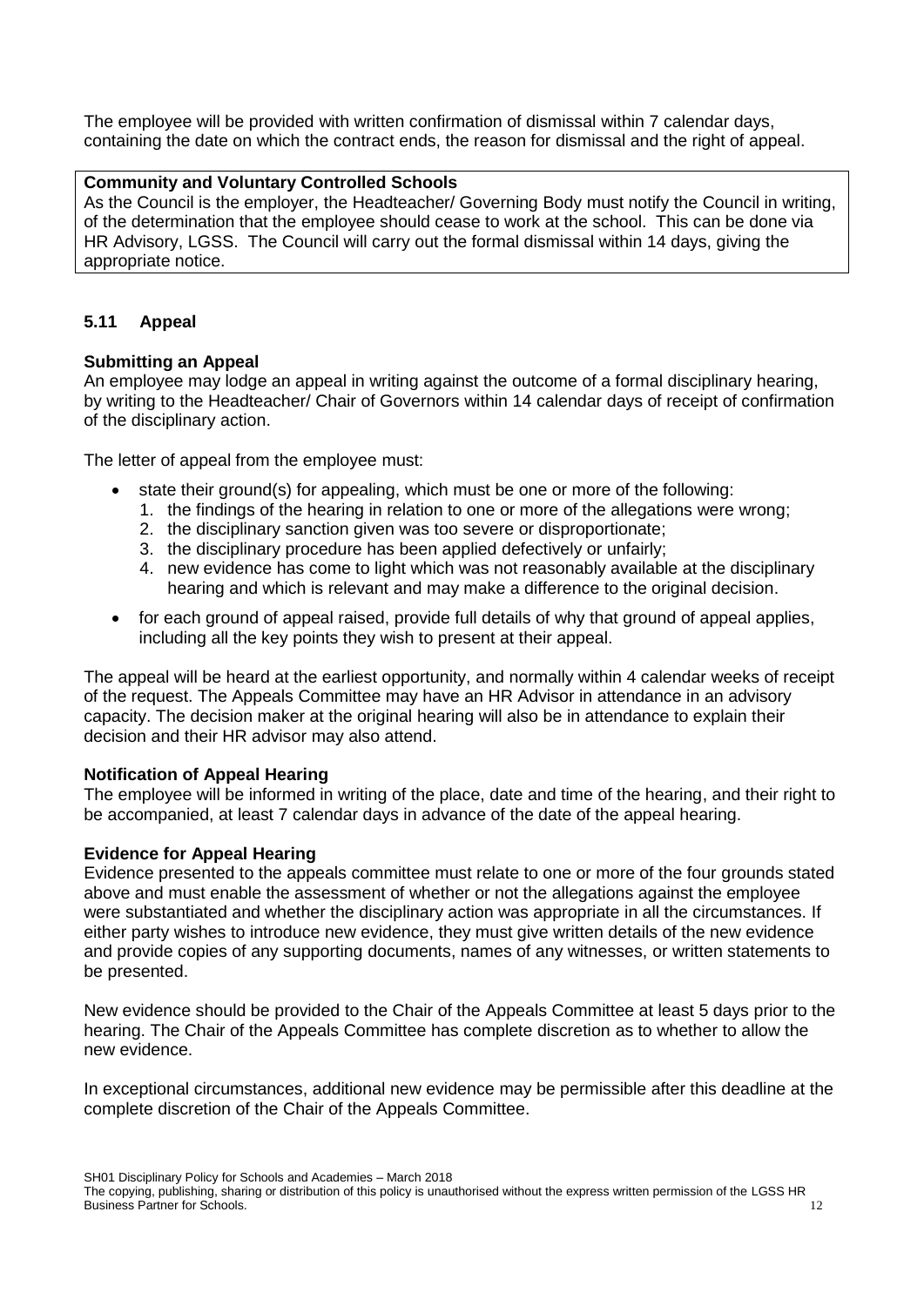The employee will be provided with written confirmation of dismissal within 7 calendar days, containing the date on which the contract ends, the reason for dismissal and the right of appeal.

> **Community and Voluntary Controlled Schools**
> As the Council is the employer, the Headteacher/ Governing Body must notify the Council in writing, of the determination that the employee should cease to work at the school. This can be done via HR Advisory, LGSS. The Council will carry out the formal dismissal within 14 days, giving the appropriate notice.

### 5.11 Appeal

**Submitting an Appeal**
An employee may lodge an appeal in writing against the outcome of a formal disciplinary hearing, by writing to the Headteacher/ Chair of Governors within 14 calendar days of receipt of confirmation of the disciplinary action.

The letter of appeal from the employee must:

- state their ground(s) for appealing, which must be one or more of the following:
  1. the findings of the hearing in relation to one or more of the allegations were wrong;
  2. the disciplinary sanction given was too severe or disproportionate;
  3. the disciplinary procedure has been applied defectively or unfairly;
  4. new evidence has come to light which was not reasonably available at the disciplinary hearing and which is relevant and may make a difference to the original decision.
- for each ground of appeal raised, provide full details of why that ground of appeal applies, including all the key points they wish to present at their appeal.

The appeal will be heard at the earliest opportunity, and normally within 4 calendar weeks of receipt of the request. The Appeals Committee may have an HR Advisor in attendance in an advisory capacity. The decision maker at the original hearing will also be in attendance to explain their decision and their HR advisor may also attend.

**Notification of Appeal Hearing**
The employee will be informed in writing of the place, date and time of the hearing, and their right to be accompanied, at least 7 calendar days in advance of the date of the appeal hearing.

**Evidence for Appeal Hearing**
Evidence presented to the appeals committee must relate to one or more of the four grounds stated above and must enable the assessment of whether or not the allegations against the employee were substantiated and whether the disciplinary action was appropriate in all the circumstances. If either party wishes to introduce new evidence, they must give written details of the new evidence and provide copies of any supporting documents, names of any witnesses, or written statements to be presented.

New evidence should be provided to the Chair of the Appeals Committee at least 5 days prior to the hearing. The Chair of the Appeals Committee has complete discretion as to whether to allow the new evidence.

In exceptional circumstances, additional new evidence may be permissible after this deadline at the complete discretion of the Chair of the Appeals Committee.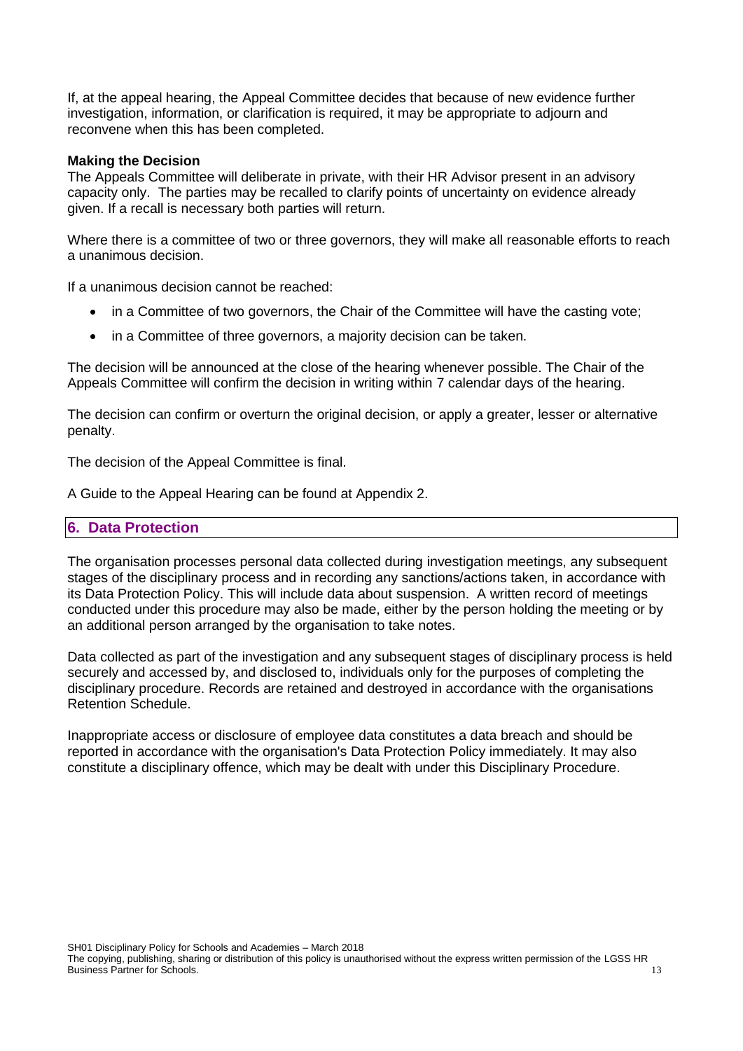If, at the appeal hearing, the Appeal Committee decides that because of new evidence further investigation, information, or clarification is required, it may be appropriate to adjourn and reconvene when this has been completed.

**Making the Decision**

The Appeals Committee will deliberate in private, with their HR Advisor present in an advisory capacity only. The parties may be recalled to clarify points of uncertainty on evidence already given. If a recall is necessary both parties will return.

Where there is a committee of two or three governors, they will make all reasonable efforts to reach a unanimous decision.

If a unanimous decision cannot be reached:

- in a Committee of two governors, the Chair of the Committee will have the casting vote;
- in a Committee of three governors, a majority decision can be taken.

The decision will be announced at the close of the hearing whenever possible. The Chair of the Appeals Committee will confirm the decision in writing within 7 calendar days of the hearing.

The decision can confirm or overturn the original decision, or apply a greater, lesser or alternative penalty.

The decision of the Appeal Committee is final.

A Guide to the Appeal Hearing can be found at Appendix 2.

## 6. Data Protection

The organisation processes personal data collected during investigation meetings, any subsequent stages of the disciplinary process and in recording any sanctions/actions taken, in accordance with its Data Protection Policy. This will include data about suspension. A written record of meetings conducted under this procedure may also be made, either by the person holding the meeting or by an additional person arranged by the organisation to take notes.

Data collected as part of the investigation and any subsequent stages of disciplinary process is held securely and accessed by, and disclosed to, individuals only for the purposes of completing the disciplinary procedure. Records are retained and destroyed in accordance with the organisations Retention Schedule.

Inappropriate access or disclosure of employee data constitutes a data breach and should be reported in accordance with the organisation's Data Protection Policy immediately. It may also constitute a disciplinary offence, which may be dealt with under this Disciplinary Procedure.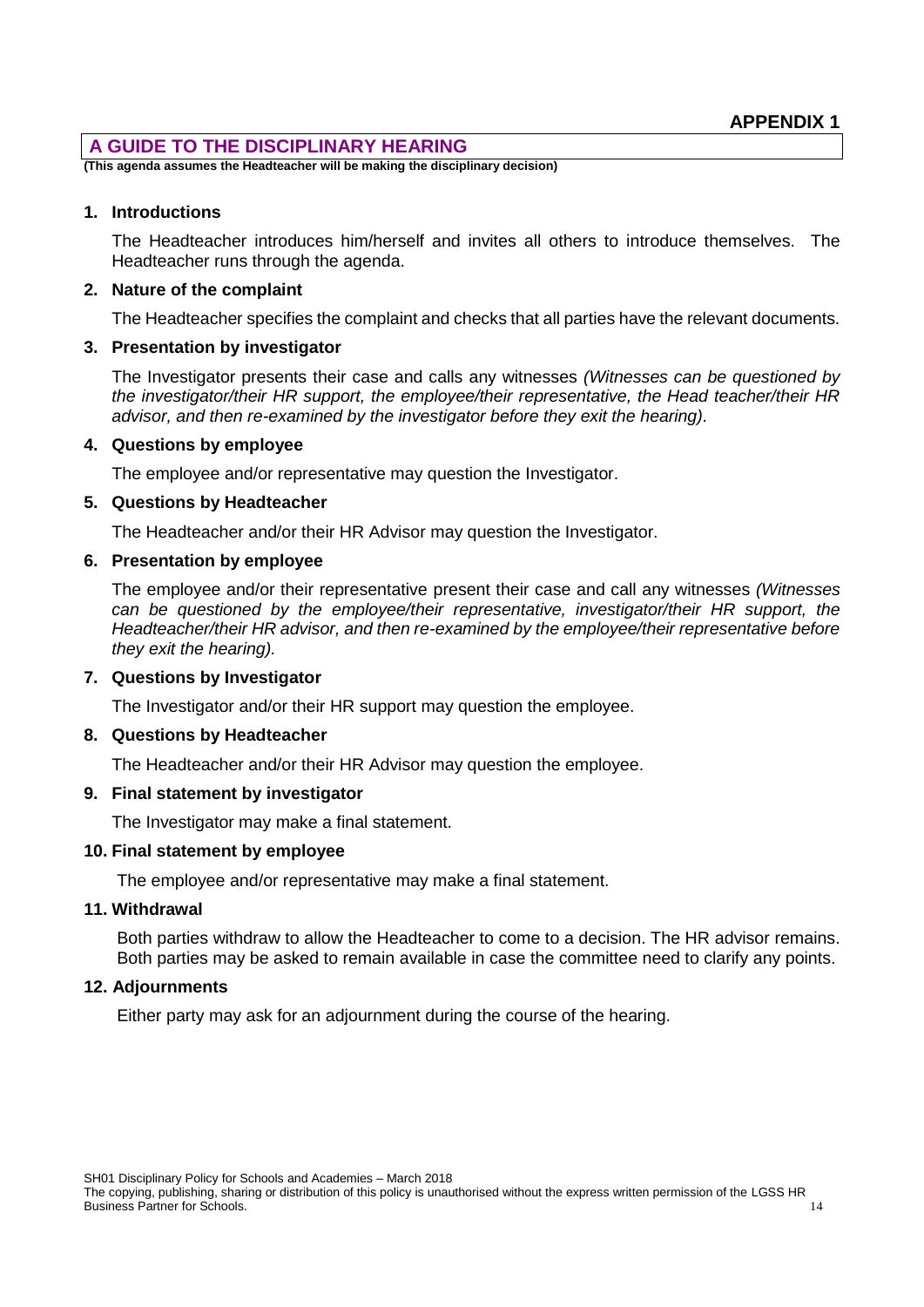**APPENDIX 1**

## A GUIDE TO THE DISCIPLINARY HEARING

**(This agenda assumes the Headteacher will be making the disciplinary decision)**

### 1. Introductions

The Headteacher introduces him/herself and invites all others to introduce themselves. The Headteacher runs through the agenda.

### 2. Nature of the complaint

The Headteacher specifies the complaint and checks that all parties have the relevant documents.

### 3. Presentation by investigator

The Investigator presents their case and calls any witnesses *(Witnesses can be questioned by the investigator/their HR support, the employee/their representative, the Head teacher/their HR advisor, and then re-examined by the investigator before they exit the hearing).*

### 4. Questions by employee

The employee and/or representative may question the Investigator.

### 5. Questions by Headteacher

The Headteacher and/or their HR Advisor may question the Investigator.

### 6. Presentation by employee

The employee and/or their representative present their case and call any witnesses *(Witnesses can be questioned by the employee/their representative, investigator/their HR support, the Headteacher/their HR advisor, and then re-examined by the employee/their representative before they exit the hearing).*

### 7. Questions by Investigator

The Investigator and/or their HR support may question the employee.

### 8. Questions by Headteacher

The Headteacher and/or their HR Advisor may question the employee.

### 9. Final statement by investigator

The Investigator may make a final statement.

### 10. Final statement by employee

The employee and/or representative may make a final statement.

### 11. Withdrawal

Both parties withdraw to allow the Headteacher to come to a decision. The HR advisor remains. Both parties may be asked to remain available in case the committee need to clarify any points.

### 12. Adjournments

Either party may ask for an adjournment during the course of the hearing.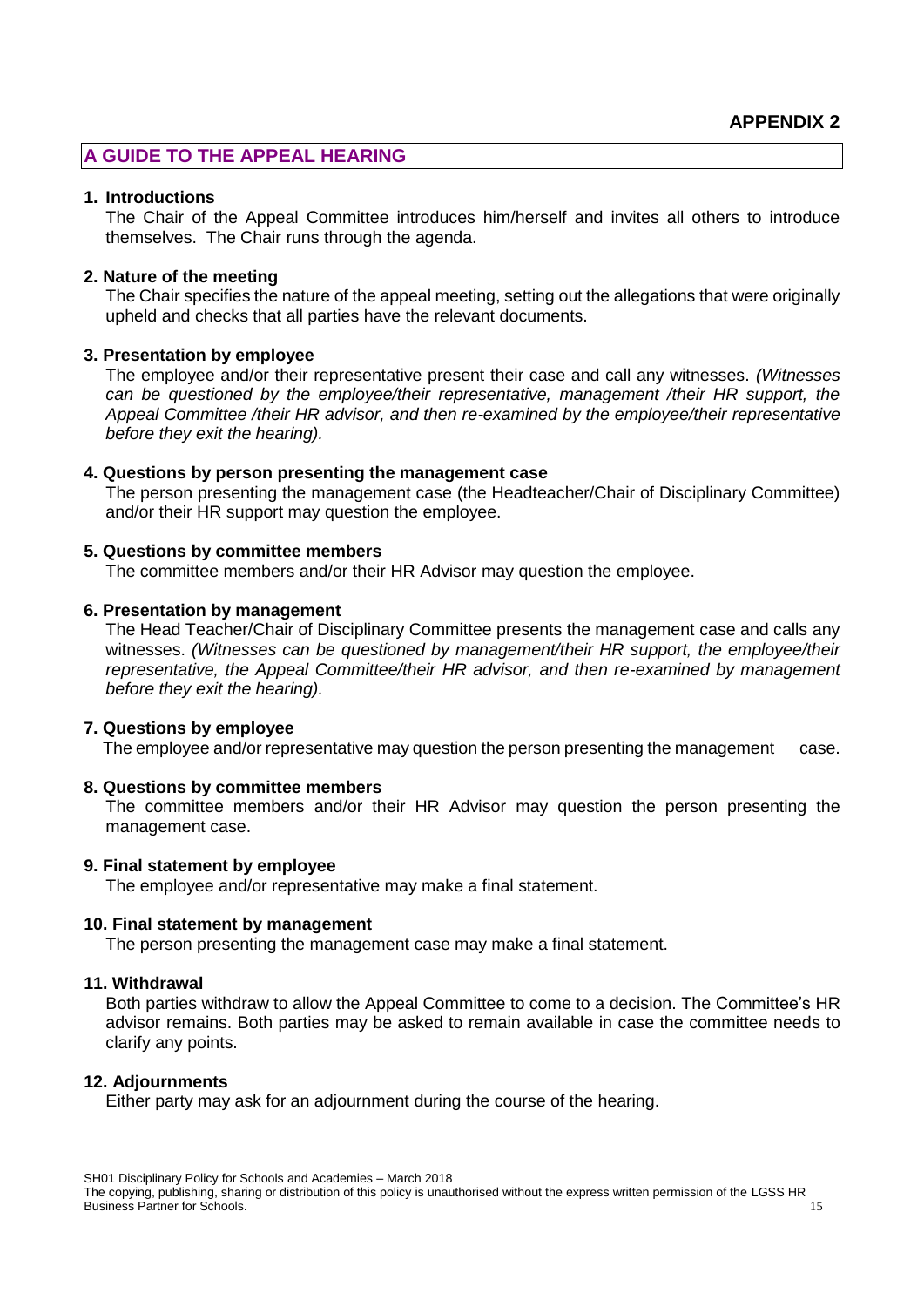**APPENDIX 2**

## A GUIDE TO THE APPEAL HEARING

**1. Introductions**

The Chair of the Appeal Committee introduces him/herself and invites all others to introduce themselves. The Chair runs through the agenda.

**2. Nature of the meeting**

The Chair specifies the nature of the appeal meeting, setting out the allegations that were originally upheld and checks that all parties have the relevant documents.

**3. Presentation by employee**

The employee and/or their representative present their case and call any witnesses. *(Witnesses can be questioned by the employee/their representative, management /their HR support, the Appeal Committee /their HR advisor, and then re-examined by the employee/their representative before they exit the hearing).*

**4. Questions by person presenting the management case**

The person presenting the management case (the Headteacher/Chair of Disciplinary Committee) and/or their HR support may question the employee.

**5. Questions by committee members**

The committee members and/or their HR Advisor may question the employee.

**6. Presentation by management**

The Head Teacher/Chair of Disciplinary Committee presents the management case and calls any witnesses. *(Witnesses can be questioned by management/their HR support, the employee/their representative, the Appeal Committee/their HR advisor, and then re-examined by management before they exit the hearing).*

**7. Questions by employee**

The employee and/or representative may question the person presenting the management case.

**8. Questions by committee members**

The committee members and/or their HR Advisor may question the person presenting the management case.

**9. Final statement by employee**

The employee and/or representative may make a final statement.

**10. Final statement by management**

The person presenting the management case may make a final statement.

**11. Withdrawal**

Both parties withdraw to allow the Appeal Committee to come to a decision. The Committee's HR advisor remains. Both parties may be asked to remain available in case the committee needs to clarify any points.

**12. Adjournments**

Either party may ask for an adjournment during the course of the hearing.